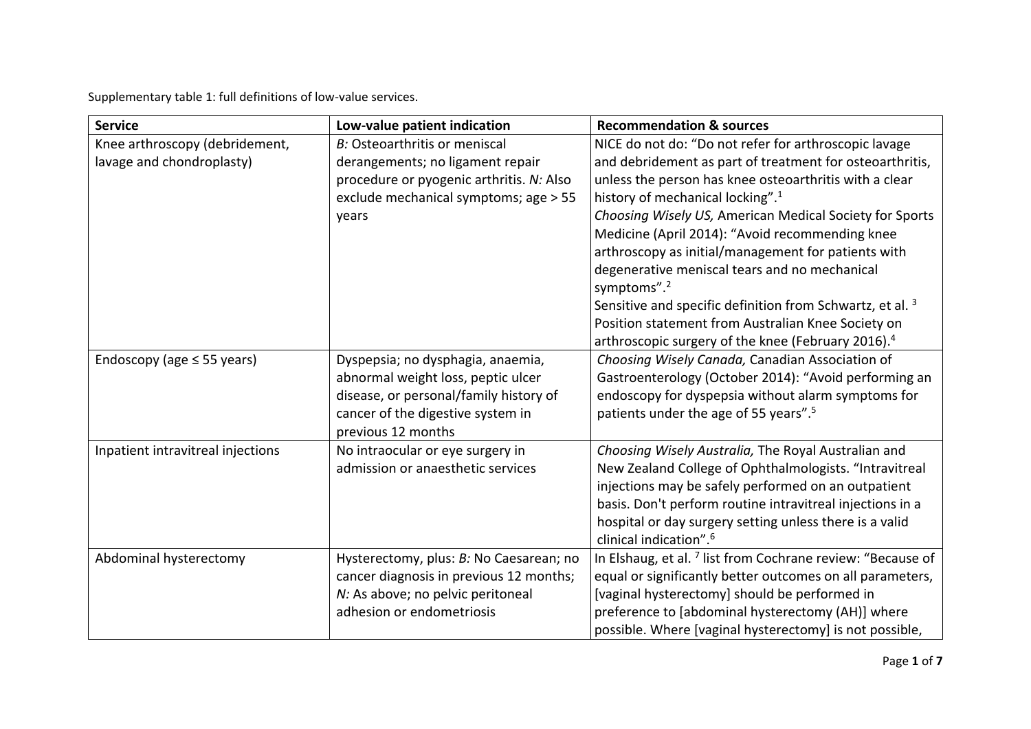Supplementary table 1: full definitions of low-value services.

| Service | Low-value patient indication | Recommendation & sources |
| --- | --- | --- |
| Knee arthroscopy (debridement, lavage and chondroplasty) | *B:* Osteoarthritis or meniscal derangements; no ligament repair procedure or pyogenic arthritis. *N:* Also exclude mechanical symptoms; age > 55 years | NICE do not do: "Do not refer for arthroscopic lavage and debridement as part of treatment for osteoarthritis, unless the person has knee osteoarthritis with a clear history of mechanical locking".[1] *Choosing Wisely US,* American Medical Society for Sports Medicine (April 2014): "Avoid recommending knee arthroscopy as initial/management for patients with degenerative meniscal tears and no mechanical symptoms".[2] Sensitive and specific definition from Schwartz, et al. [3] Position statement from Australian Knee Society on arthroscopic surgery of the knee (February 2016).[4] |
| Endoscopy (age ≤ 55 years) | Dyspepsia; no dysphagia, anaemia, abnormal weight loss, peptic ulcer disease, or personal/family history of cancer of the digestive system in previous 12 months | *Choosing Wisely Canada,* Canadian Association of Gastroenterology (October 2014): "Avoid performing an endoscopy for dyspepsia without alarm symptoms for patients under the age of 55 years".[5] |
| Inpatient intravitreal injections | No intraocular or eye surgery in admission or anaesthetic services | *Choosing Wisely Australia,* The Royal Australian and New Zealand College of Ophthalmologists. "Intravitreal injections may be safely performed on an outpatient basis. Don't perform routine intravitreal injections in a hospital or day surgery setting unless there is a valid clinical indication".[6] |
| Abdominal hysterectomy | Hysterectomy, plus: *B:* No Caesarean; no cancer diagnosis in previous 12 months; *N:* As above; no pelvic peritoneal adhesion or endometriosis | In Elshaug, et al. [7] list from Cochrane review: "Because of equal or significantly better outcomes on all parameters, [vaginal hysterectomy] should be performed in preference to [abdominal hysterectomy (AH)] where possible. Where [vaginal hysterectomy] is not possible, |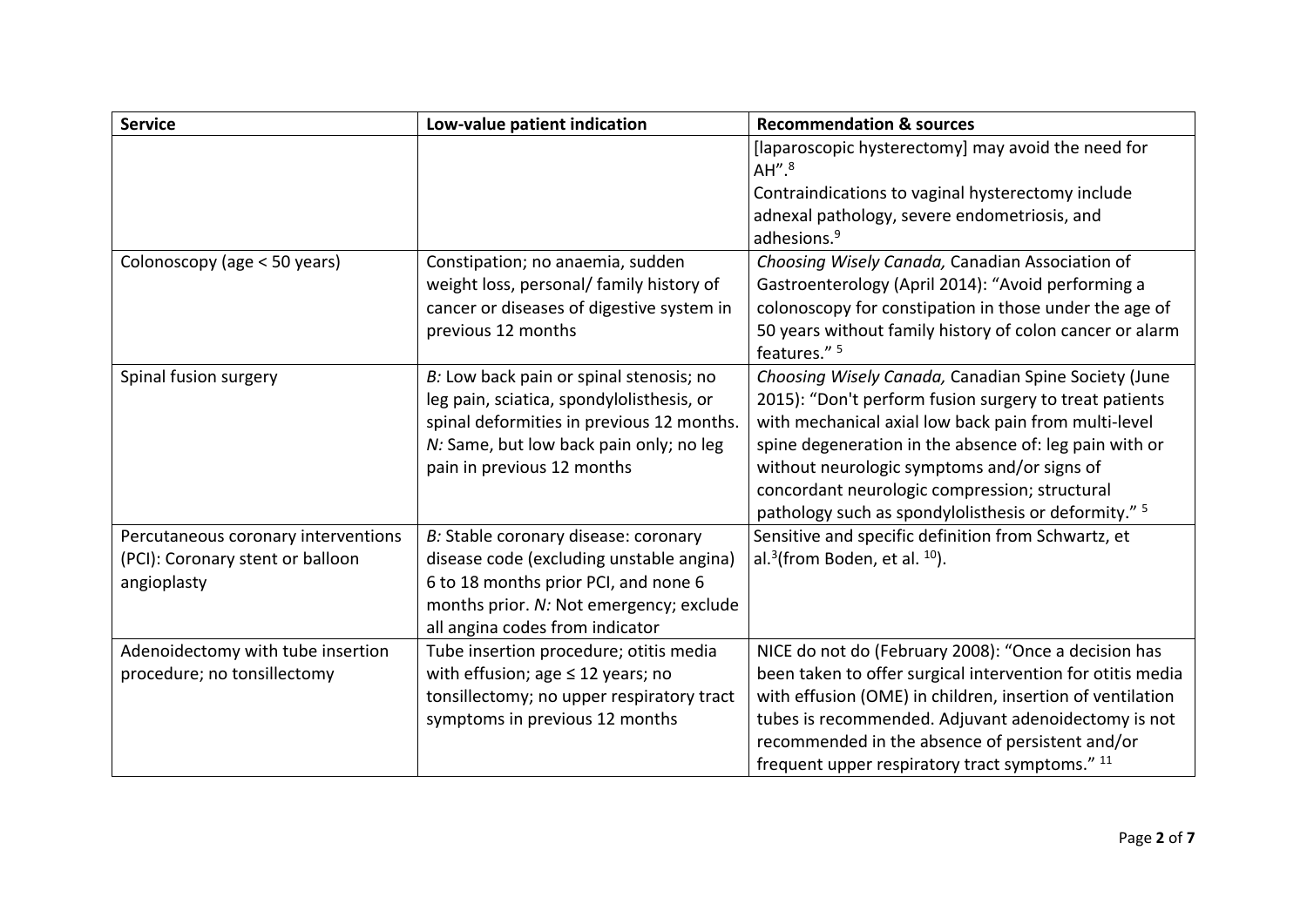| Service | Low-value patient indication | Recommendation & sources |
| --- | --- | --- |
| | | [laparoscopic hysterectomy] may avoid the need for AH".[8] Contraindications to vaginal hysterectomy include adnexal pathology, severe endometriosis, and adhesions.[9] |
| Colonoscopy (age < 50 years) | Constipation; no anaemia, sudden weight loss, personal/ family history of cancer or diseases of digestive system in previous 12 months | *Choosing Wisely Canada,* Canadian Association of Gastroenterology (April 2014): "Avoid performing a colonoscopy for constipation in those under the age of 50 years without family history of colon cancer or alarm features." [5] |
| Spinal fusion surgery | *B:* Low back pain or spinal stenosis; no leg pain, sciatica, spondylolisthesis, or spinal deformities in previous 12 months. *N:* Same, but low back pain only; no leg pain in previous 12 months | *Choosing Wisely Canada,* Canadian Spine Society (June 2015): "Don't perform fusion surgery to treat patients with mechanical axial low back pain from multi-level spine degeneration in the absence of: leg pain with or without neurologic symptoms and/or signs of concordant neurologic compression; structural pathology such as spondylolisthesis or deformity." [5] |
| Percutaneous coronary interventions (PCI): Coronary stent or balloon angioplasty | *B:* Stable coronary disease: coronary disease code (excluding unstable angina) 6 to 18 months prior PCI, and none 6 months prior. *N:* Not emergency; exclude all angina codes from indicator | Sensitive and specific definition from Schwartz, et al.[3](from Boden, et al. [10]). |
| Adenoidectomy with tube insertion procedure; no tonsillectomy | Tube insertion procedure; otitis media with effusion; age ≤ 12 years; no tonsillectomy; no upper respiratory tract symptoms in previous 12 months | NICE do not do (February 2008): "Once a decision has been taken to offer surgical intervention for otitis media with effusion (OME) in children, insertion of ventilation tubes is recommended. Adjuvant adenoidectomy is not recommended in the absence of persistent and/or frequent upper respiratory tract symptoms." [11] |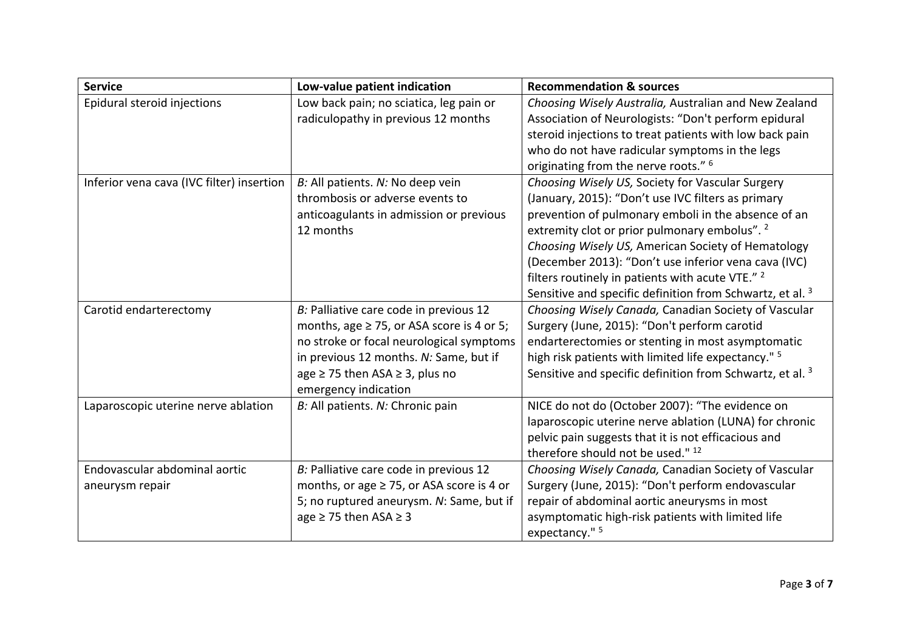| Service | Low-value patient indication | Recommendation & sources |
|---|---|---|
| Epidural steroid injections | Low back pain; no sciatica, leg pain or radiculopathy in previous 12 months | *Choosing Wisely Australia,* Australian and New Zealand Association of Neurologists: "Don't perform epidural steroid injections to treat patients with low back pain who do not have radicular symptoms in the legs originating from the nerve roots." [6] |
| Inferior vena cava (IVC filter) insertion | *B:* All patients. *N:* No deep vein thrombosis or adverse events to anticoagulants in admission or previous 12 months | *Choosing Wisely US,* Society for Vascular Surgery (January, 2015): "Don't use IVC filters as primary prevention of pulmonary emboli in the absence of an extremity clot or prior pulmonary embolus". [2] *Choosing Wisely US,* American Society of Hematology (December 2013): "Don't use inferior vena cava (IVC) filters routinely in patients with acute VTE." [2] Sensitive and specific definition from Schwartz, et al. [3] |
| Carotid endarterectomy | *B:* Palliative care code in previous 12 months, age ≥ 75, or ASA score is 4 or 5; no stroke or focal neurological symptoms in previous 12 months. *N:* Same, but if age ≥ 75 then ASA ≥ 3, plus no emergency indication | *Choosing Wisely Canada,* Canadian Society of Vascular Surgery (June, 2015): "Don't perform carotid endarterectomies or stenting in most asymptomatic high risk patients with limited life expectancy." [5] Sensitive and specific definition from Schwartz, et al. [3] |
| Laparoscopic uterine nerve ablation | *B:* All patients. *N:* Chronic pain | NICE do not do (October 2007): "The evidence on laparoscopic uterine nerve ablation (LUNA) for chronic pelvic pain suggests that it is not efficacious and therefore should not be used." [12] |
| Endovascular abdominal aortic aneurysm repair | *B:* Palliative care code in previous 12 months, or age ≥ 75, or ASA score is 4 or 5; no ruptured aneurysm. *N*: Same, but if age ≥ 75 then ASA ≥ 3 | *Choosing Wisely Canada,* Canadian Society of Vascular Surgery (June, 2015): "Don't perform endovascular repair of abdominal aortic aneurysms in most asymptomatic high-risk patients with limited life expectancy." [5] |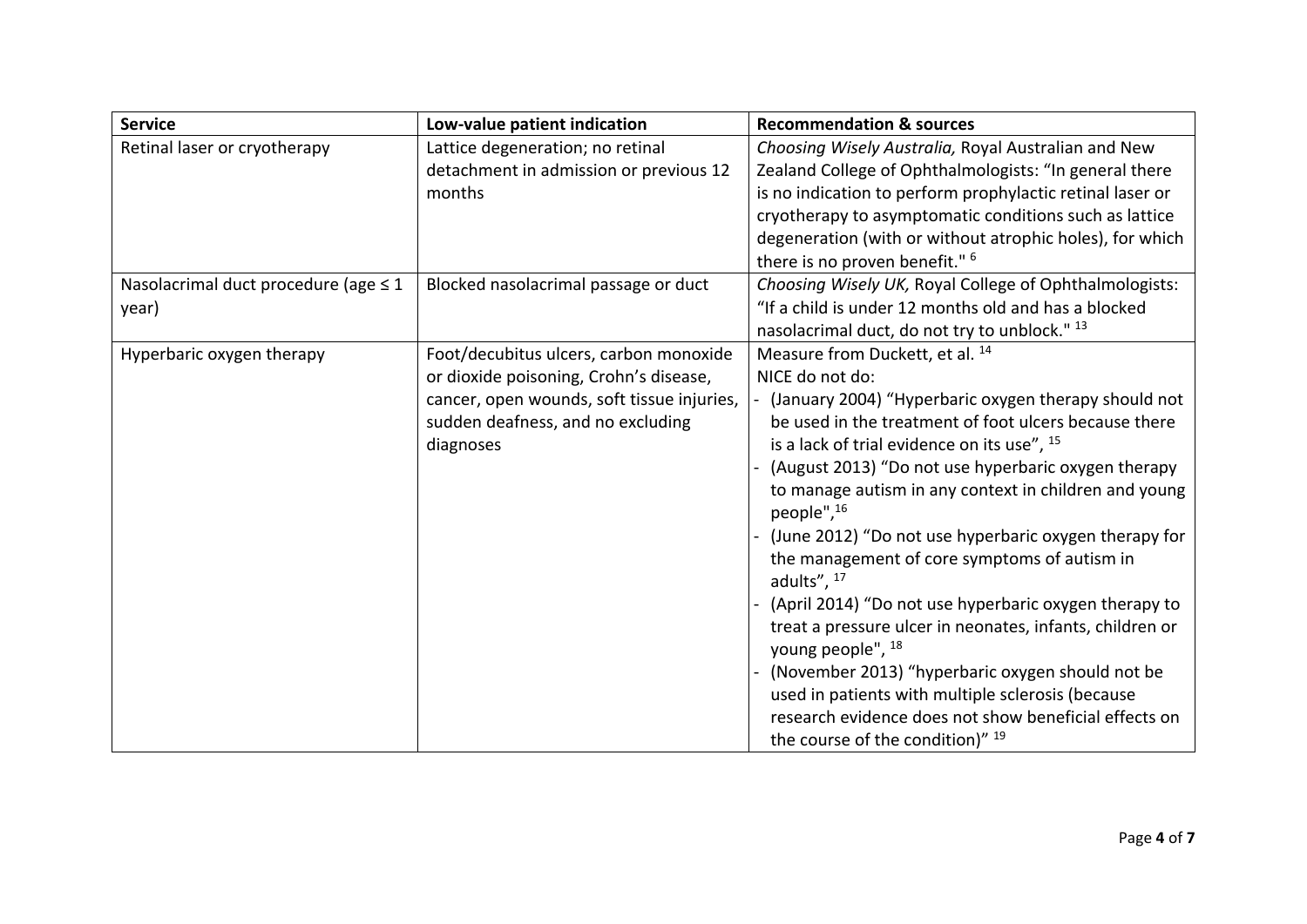| Service | Low-value patient indication | Recommendation & sources |
|---|---|---|
| Retinal laser or cryotherapy | Lattice degeneration; no retinal detachment in admission or previous 12 months | *Choosing Wisely Australia,* Royal Australian and New Zealand College of Ophthalmologists: "In general there is no indication to perform prophylactic retinal laser or cryotherapy to asymptomatic conditions such as lattice degeneration (with or without atrophic holes), for which there is no proven benefit." [6] |
| Nasolacrimal duct procedure (age ≤ 1 year) | Blocked nasolacrimal passage or duct | *Choosing Wisely UK,* Royal College of Ophthalmologists: "If a child is under 12 months old and has a blocked nasolacrimal duct, do not try to unblock." [13] |
| Hyperbaric oxygen therapy | Foot/decubitus ulcers, carbon monoxide or dioxide poisoning, Crohn's disease, cancer, open wounds, soft tissue injuries, sudden deafness, and no excluding diagnoses | Measure from Duckett, et al. [14]<br>NICE do not do:<br>- (January 2004) "Hyperbaric oxygen therapy should not be used in the treatment of foot ulcers because there is a lack of trial evidence on its use", [15]<br>- (August 2013) "Do not use hyperbaric oxygen therapy to manage autism in any context in children and young people",[16]<br>- (June 2012) "Do not use hyperbaric oxygen therapy for the management of core symptoms of autism in adults", [17]<br>- (April 2014) "Do not use hyperbaric oxygen therapy to treat a pressure ulcer in neonates, infants, children or young people", [18]<br>- (November 2013) "hyperbaric oxygen should not be used in patients with multiple sclerosis (because research evidence does not show beneficial effects on the course of the condition)" [19] |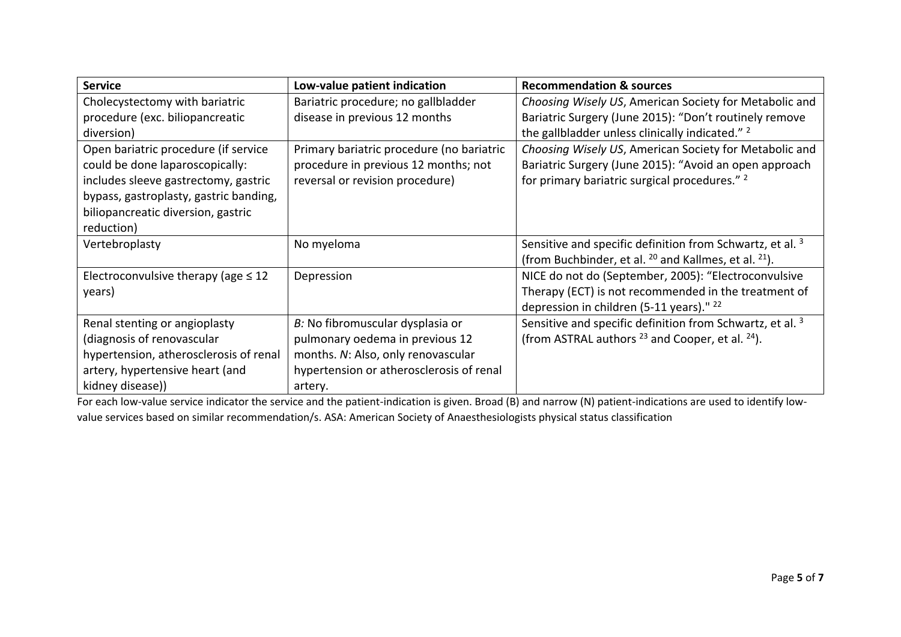| Service | Low-value patient indication | Recommendation & sources |
|---|---|---|
| Cholecystectomy with bariatric procedure (exc. biliopancreatic diversion) | Bariatric procedure; no gallbladder disease in previous 12 months | *Choosing Wisely US*, American Society for Metabolic and Bariatric Surgery (June 2015): "Don't routinely remove the gallbladder unless clinically indicated." [2] |
| Open bariatric procedure (if service could be done laparoscopically: includes sleeve gastrectomy, gastric bypass, gastroplasty, gastric banding, biliopancreatic diversion, gastric reduction) | Primary bariatric procedure (no bariatric procedure in previous 12 months; not reversal or revision procedure) | *Choosing Wisely US*, American Society for Metabolic and Bariatric Surgery (June 2015): "Avoid an open approach for primary bariatric surgical procedures." [2] |
| Vertebroplasty | No myeloma | Sensitive and specific definition from Schwartz, et al. [3] (from Buchbinder, et al. [20] and Kallmes, et al. [21]). |
| Electroconvulsive therapy (age ≤ 12 years) | Depression | NICE do not do (September, 2005): "Electroconvulsive Therapy (ECT) is not recommended in the treatment of depression in children (5-11 years)." [22] |
| Renal stenting or angioplasty (diagnosis of renovascular hypertension, atherosclerosis of renal artery, hypertensive heart (and kidney disease)) | *B:* No fibromuscular dysplasia or pulmonary oedema in previous 12 months. *N*: Also, only renovascular hypertension or atherosclerosis of renal artery. | Sensitive and specific definition from Schwartz, et al. [3] (from ASTRAL authors [23] and Cooper, et al. [24]). |

For each low-value service indicator the service and the patient-indication is given. Broad (B) and narrow (N) patient-indications are used to identify low-value services based on similar recommendation/s. ASA: American Society of Anaesthesiologists physical status classification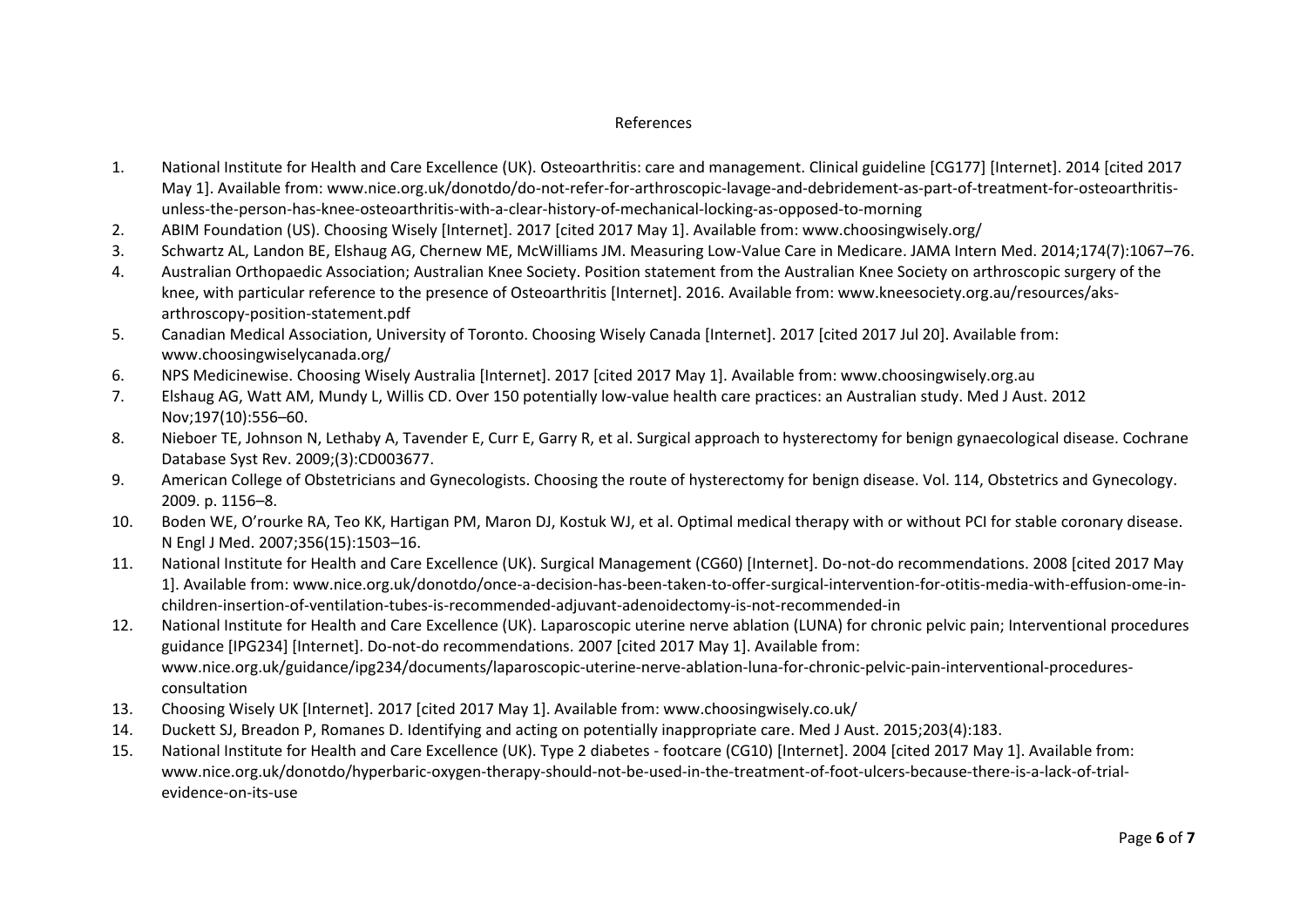# References

1. National Institute for Health and Care Excellence (UK). Osteoarthritis: care and management. Clinical guideline [CG177] [Internet]. 2014 [cited 2017 May 1]. Available from: www.nice.org.uk/donotdo/do-not-refer-for-arthroscopic-lavage-and-debridement-as-part-of-treatment-for-osteoarthritis-unless-the-person-has-knee-osteoarthritis-with-a-clear-history-of-mechanical-locking-as-opposed-to-morning
2. ABIM Foundation (US). Choosing Wisely [Internet]. 2017 [cited 2017 May 1]. Available from: www.choosingwisely.org/
3. Schwartz AL, Landon BE, Elshaug AG, Chernew ME, McWilliams JM. Measuring Low-Value Care in Medicare. JAMA Intern Med. 2014;174(7):1067–76.
4. Australian Orthopaedic Association; Australian Knee Society. Position statement from the Australian Knee Society on arthroscopic surgery of the knee, with particular reference to the presence of Osteoarthritis [Internet]. 2016. Available from: www.kneesociety.org.au/resources/aks-arthroscopy-position-statement.pdf
5. Canadian Medical Association, University of Toronto. Choosing Wisely Canada [Internet]. 2017 [cited 2017 Jul 20]. Available from: www.choosingwiselycanada.org/
6. NPS Medicinewise. Choosing Wisely Australia [Internet]. 2017 [cited 2017 May 1]. Available from: www.choosingwisely.org.au
7. Elshaug AG, Watt AM, Mundy L, Willis CD. Over 150 potentially low-value health care practices: an Australian study. Med J Aust. 2012 Nov;197(10):556–60.
8. Nieboer TE, Johnson N, Lethaby A, Tavender E, Curr E, Garry R, et al. Surgical approach to hysterectomy for benign gynaecological disease. Cochrane Database Syst Rev. 2009;(3):CD003677.
9. American College of Obstetricians and Gynecologists. Choosing the route of hysterectomy for benign disease. Vol. 114, Obstetrics and Gynecology. 2009. p. 1156–8.
10. Boden WE, O'rourke RA, Teo KK, Hartigan PM, Maron DJ, Kostuk WJ, et al. Optimal medical therapy with or without PCI for stable coronary disease. N Engl J Med. 2007;356(15):1503–16.
11. National Institute for Health and Care Excellence (UK). Surgical Management (CG60) [Internet]. Do-not-do recommendations. 2008 [cited 2017 May 1]. Available from: www.nice.org.uk/donotdo/once-a-decision-has-been-taken-to-offer-surgical-intervention-for-otitis-media-with-effusion-ome-in-children-insertion-of-ventilation-tubes-is-recommended-adjuvant-adenoidectomy-is-not-recommended-in
12. National Institute for Health and Care Excellence (UK). Laparoscopic uterine nerve ablation (LUNA) for chronic pelvic pain; Interventional procedures guidance [IPG234] [Internet]. Do-not-do recommendations. 2007 [cited 2017 May 1]. Available from: www.nice.org.uk/guidance/ipg234/documents/laparoscopic-uterine-nerve-ablation-luna-for-chronic-pelvic-pain-interventional-procedures-consultation
13. Choosing Wisely UK [Internet]. 2017 [cited 2017 May 1]. Available from: www.choosingwisely.co.uk/
14. Duckett SJ, Breadon P, Romanes D. Identifying and acting on potentially inappropriate care. Med J Aust. 2015;203(4):183.
15. National Institute for Health and Care Excellence (UK). Type 2 diabetes - footcare (CG10) [Internet]. 2004 [cited 2017 May 1]. Available from: www.nice.org.uk/donotdo/hyperbaric-oxygen-therapy-should-not-be-used-in-the-treatment-of-foot-ulcers-because-there-is-a-lack-of-trial-evidence-on-its-use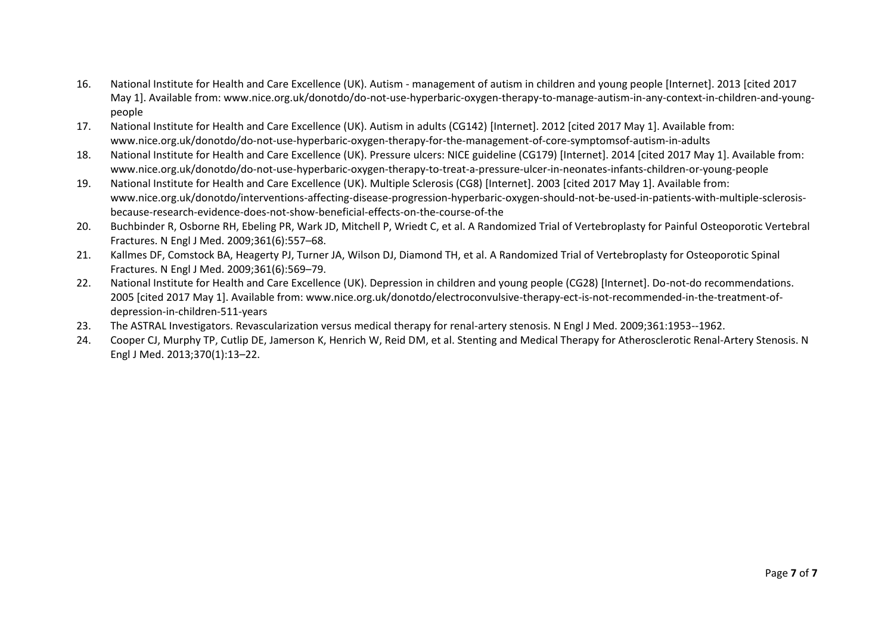16. National Institute for Health and Care Excellence (UK). Autism - management of autism in children and young people [Internet]. 2013 [cited 2017 May 1]. Available from: www.nice.org.uk/donotdo/do-not-use-hyperbaric-oxygen-therapy-to-manage-autism-in-any-context-in-children-and-young-people
17. National Institute for Health and Care Excellence (UK). Autism in adults (CG142) [Internet]. 2012 [cited 2017 May 1]. Available from: www.nice.org.uk/donotdo/do-not-use-hyperbaric-oxygen-therapy-for-the-management-of-core-symptomsof-autism-in-adults
18. National Institute for Health and Care Excellence (UK). Pressure ulcers: NICE guideline (CG179) [Internet]. 2014 [cited 2017 May 1]. Available from: www.nice.org.uk/donotdo/do-not-use-hyperbaric-oxygen-therapy-to-treat-a-pressure-ulcer-in-neonates-infants-children-or-young-people
19. National Institute for Health and Care Excellence (UK). Multiple Sclerosis (CG8) [Internet]. 2003 [cited 2017 May 1]. Available from: www.nice.org.uk/donotdo/interventions-affecting-disease-progression-hyperbaric-oxygen-should-not-be-used-in-patients-with-multiple-sclerosis-because-research-evidence-does-not-show-beneficial-effects-on-the-course-of-the
20. Buchbinder R, Osborne RH, Ebeling PR, Wark JD, Mitchell P, Wriedt C, et al. A Randomized Trial of Vertebroplasty for Painful Osteoporotic Vertebral Fractures. N Engl J Med. 2009;361(6):557–68.
21. Kallmes DF, Comstock BA, Heagerty PJ, Turner JA, Wilson DJ, Diamond TH, et al. A Randomized Trial of Vertebroplasty for Osteoporotic Spinal Fractures. N Engl J Med. 2009;361(6):569–79.
22. National Institute for Health and Care Excellence (UK). Depression in children and young people (CG28) [Internet]. Do-not-do recommendations. 2005 [cited 2017 May 1]. Available from: www.nice.org.uk/donotdo/electroconvulsive-therapy-ect-is-not-recommended-in-the-treatment-of-depression-in-children-511-years
23. The ASTRAL Investigators. Revascularization versus medical therapy for renal-artery stenosis. N Engl J Med. 2009;361:1953--1962.
24. Cooper CJ, Murphy TP, Cutlip DE, Jamerson K, Henrich W, Reid DM, et al. Stenting and Medical Therapy for Atherosclerotic Renal-Artery Stenosis. N Engl J Med. 2013;370(1):13–22.